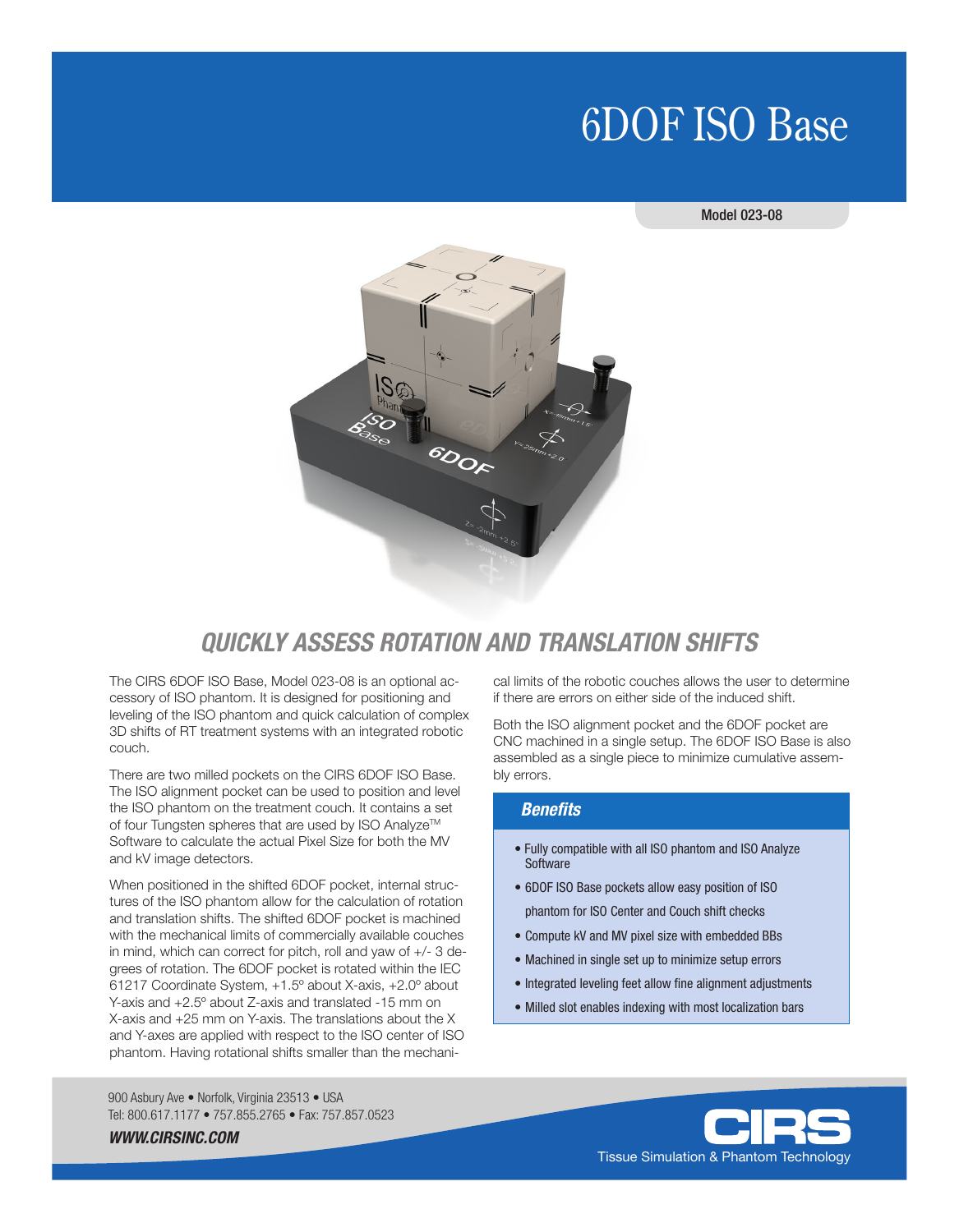# 6DOF ISO Base

Model 023-08

## *QUICKLY ASSESS ROTATION AND TRANSLATION SHIFTS*

The CIRS 6DOF ISO Base, Model 023-08 is an optional accessory of ISO phantom. It is designed for positioning and leveling of the ISO phantom and quick calculation of complex 3D shifts of RT treatment systems with an integrated robotic couch.

There are two milled pockets on the CIRS 6DOF ISO Base. The ISO alignment pocket can be used to position and level the ISO phantom on the treatment couch. It contains a set of four Tungsten spheres that are used by ISO Analyze™ Software to calculate the actual Pixel Size for both the MV and kV image detectors.

When positioned in the shifted 6DOF pocket, internal structures of the ISO phantom allow for the calculation of rotation and translation shifts. The shifted 6DOF pocket is machined with the mechanical limits of commercially available couches in mind, which can correct for pitch, roll and yaw of +/- 3 degrees of rotation. The 6DOF pocket is rotated within the IEC 61217 Coordinate System, +1.5º about X-axis, +2.0º about Y-axis and +2.5º about Z-axis and translated -15 mm on X-axis and +25 mm on Y-axis. The translations about the X and Y-axes are applied with respect to the ISO center of ISO phantom. Having rotational shifts smaller than the mechanical limits of the robotic couches allows the user to determine if there are errors on either side of the induced shift.

Both the ISO alignment pocket and the 6DOF pocket are CNC machined in a single setup. The 6DOF ISO Base is also assembled as a single piece to minimize cumulative assembly errors.

### *Benefits*

- Fully compatible with all ISO phantom and ISO Analyze Software
- 6DOF ISO Base pockets allow easy position of ISO phantom for ISO Center and Couch shift checks
- Compute kV and MV pixel size with embedded BBs
- Machined in single set up to minimize setup errors
- Integrated leveling feet allow fine alignment adjustments
- Milled slot enables indexing with most localization bars

900 Asbury Ave • Norfolk, Virginia 23513 • USA
Tel: 800.617.1177 • 757.855.2765 • Fax: 757.857.0523
***WWW.CIRSINC.COM***

CIRS
Tissue Simulation & Phantom Technology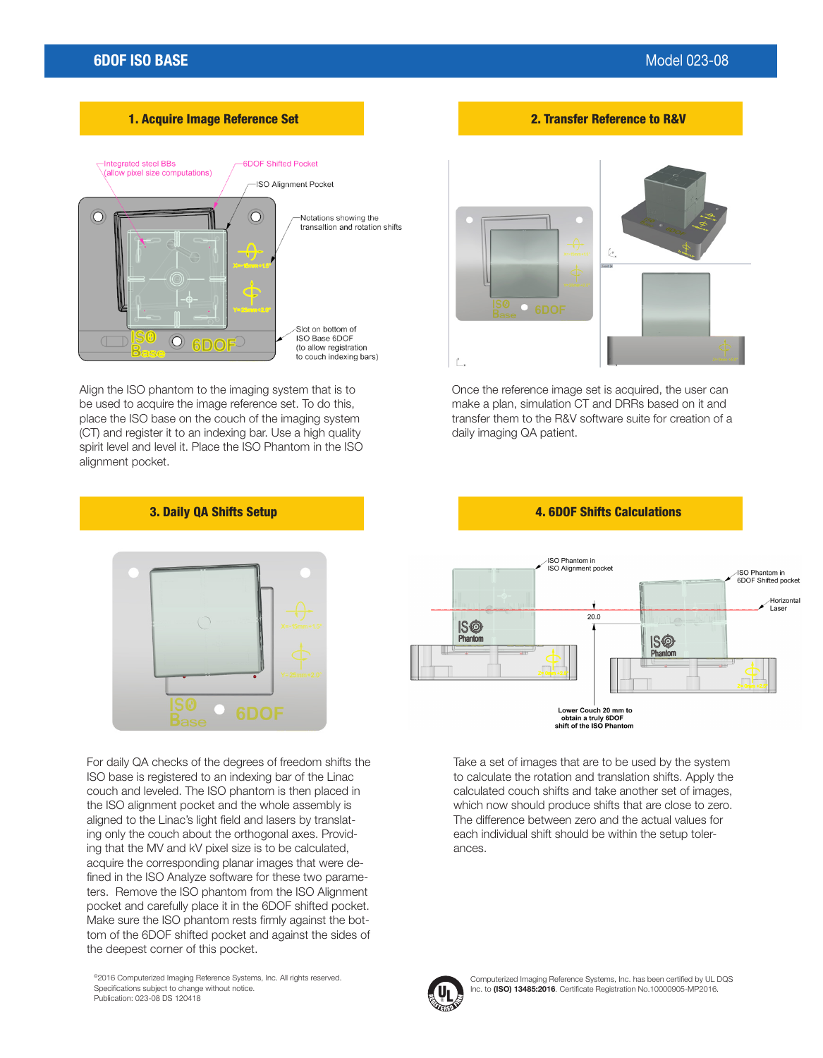# 6DOF ISO BASE

Model 023-08

## 1. Acquire Image Reference Set

Integrated steel BBs (allow pixel size computations)

6DOF Shifted Pocket

ISO Alignment Pocket

Notations showing the transaltion and rotation shifts

Slot on bottom of ISO Base 6DOF (to allow registration to couch indexing bars)

Align the ISO phantom to the imaging system that is to be used to acquire the image reference set. To do this, place the ISO base on the couch of the imaging system (CT) and register it to an indexing bar. Use a high quality spirit level and level it. Place the ISO Phantom in the ISO alignment pocket.

## 2. Transfer Reference to R&V

Once the reference image set is acquired, the user can make a plan, simulation CT and DRRs based on it and transfer them to the R&V software suite for creation of a daily imaging QA patient.

## 3. Daily QA Shifts Setup

For daily QA checks of the degrees of freedom shifts the ISO base is registered to an indexing bar of the Linac couch and leveled. The ISO phantom is then placed in the ISO alignment pocket and the whole assembly is aligned to the Linac's light field and lasers by translating only the couch about the orthogonal axes. Providing that the MV and kV pixel size is to be calculated, acquire the corresponding planar images that were defined in the ISO Analyze software for these two parameters. Remove the ISO phantom from the ISO Alignment pocket and carefully place it in the 6DOF shifted pocket. Make sure the ISO phantom rests firmly against the bottom of the 6DOF shifted pocket and against the sides of the deepest corner of this pocket.

## 4. 6DOF Shifts Calculations

ISO Phantom in ISO Alignment pocket

ISO Phantom in 6DOF Shifted pocket

Horizontal Laser

20.0

Lower Couch 20 mm to obtain a truly 6DOF shift of the ISO Phantom

Take a set of images that are to be used by the system to calculate the rotation and translation shifts. Apply the calculated couch shifts and take another set of images, which now should produce shifts that are close to zero. The difference between zero and the actual values for each individual shift should be within the setup tolerances.

©2016 Computerized Imaging Reference Systems, Inc. All rights reserved.
Specifications subject to change without notice.
Publication: 023-08 DS 120418

Computerized Imaging Reference Systems, Inc. has been certified by UL DQS Inc. to **(ISO) 13485:2016**. Certificate Registration No.10000905-MP2016.